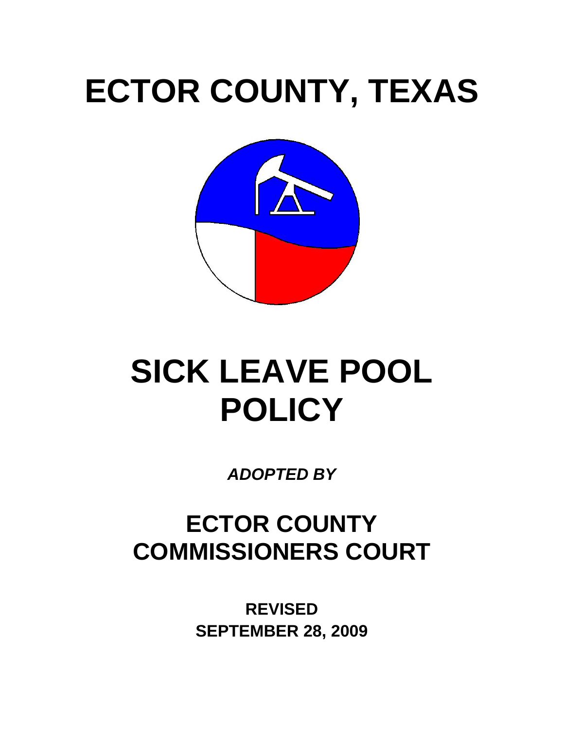# ECTOR COUNTY, TEXAS

# SICK LEAVE POOL POLICY

***ADOPTED BY***

## ECTOR COUNTY COMMISSIONERS COURT

**REVISED**
**SEPTEMBER 28, 2009**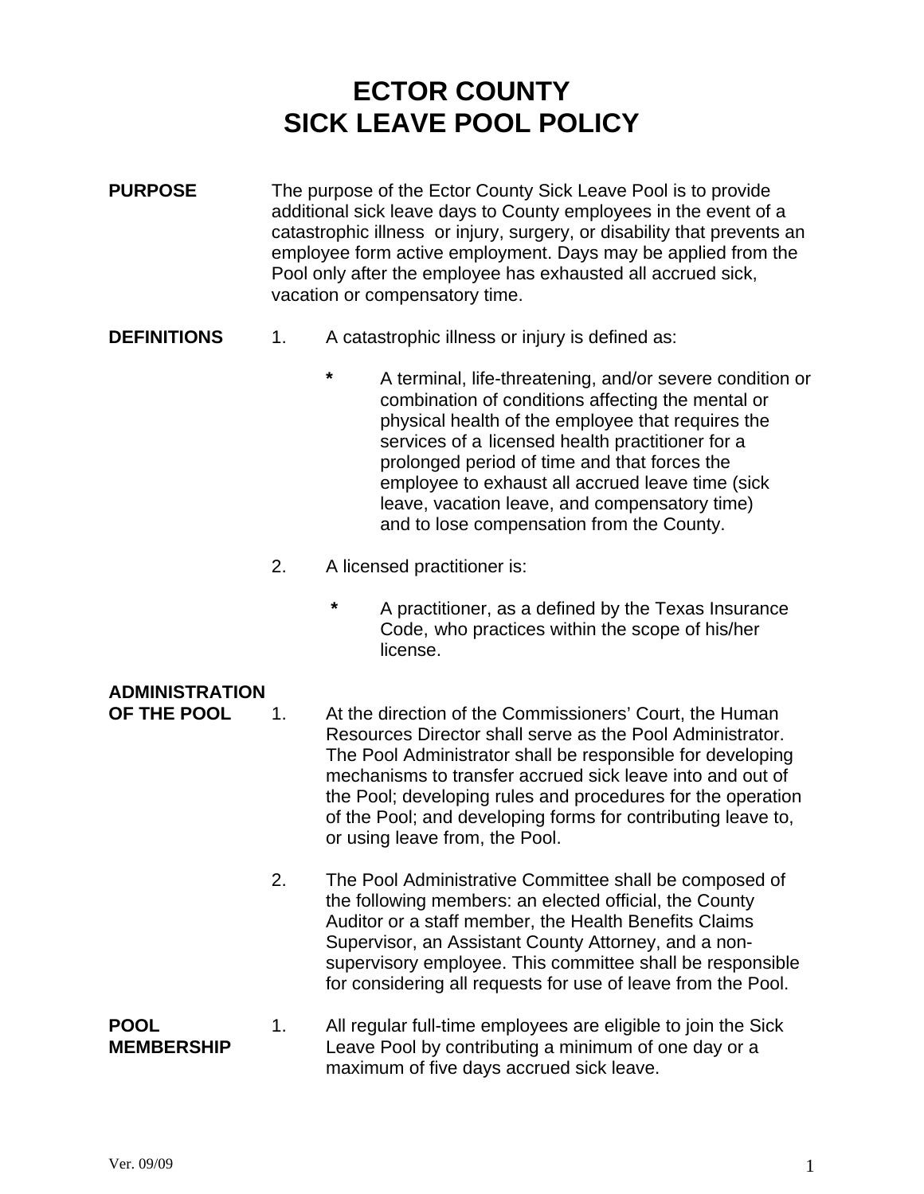# ECTOR COUNTY
# SICK LEAVE POOL POLICY

**PURPOSE**

The purpose of the Ector County Sick Leave Pool is to provide additional sick leave days to County employees in the event of a catastrophic illness or injury, surgery, or disability that prevents an employee form active employment. Days may be applied from the Pool only after the employee has exhausted all accrued sick, vacation or compensatory time.

**DEFINITIONS**

1. A catastrophic illness or injury is defined as:

   * A terminal, life-threatening, and/or severe condition or combination of conditions affecting the mental or physical health of the employee that requires the services of a licensed health practitioner for a prolonged period of time and that forces the employee to exhaust all accrued leave time (sick leave, vacation leave, and compensatory time) and to lose compensation from the County.

2. A licensed practitioner is:

   * A practitioner, as a defined by the Texas Insurance Code, who practices within the scope of his/her license.

**ADMINISTRATION OF THE POOL**

1. At the direction of the Commissioners' Court, the Human Resources Director shall serve as the Pool Administrator. The Pool Administrator shall be responsible for developing mechanisms to transfer accrued sick leave into and out of the Pool; developing rules and procedures for the operation of the Pool; and developing forms for contributing leave to, or using leave from, the Pool.

2. The Pool Administrative Committee shall be composed of the following members: an elected official, the County Auditor or a staff member, the Health Benefits Claims Supervisor, an Assistant County Attorney, and a non-supervisory employee. This committee shall be responsible for considering all requests for use of leave from the Pool.

**POOL MEMBERSHIP**

1. All regular full-time employees are eligible to join the Sick Leave Pool by contributing a minimum of one day or a maximum of five days accrued sick leave.

Ver. 09/09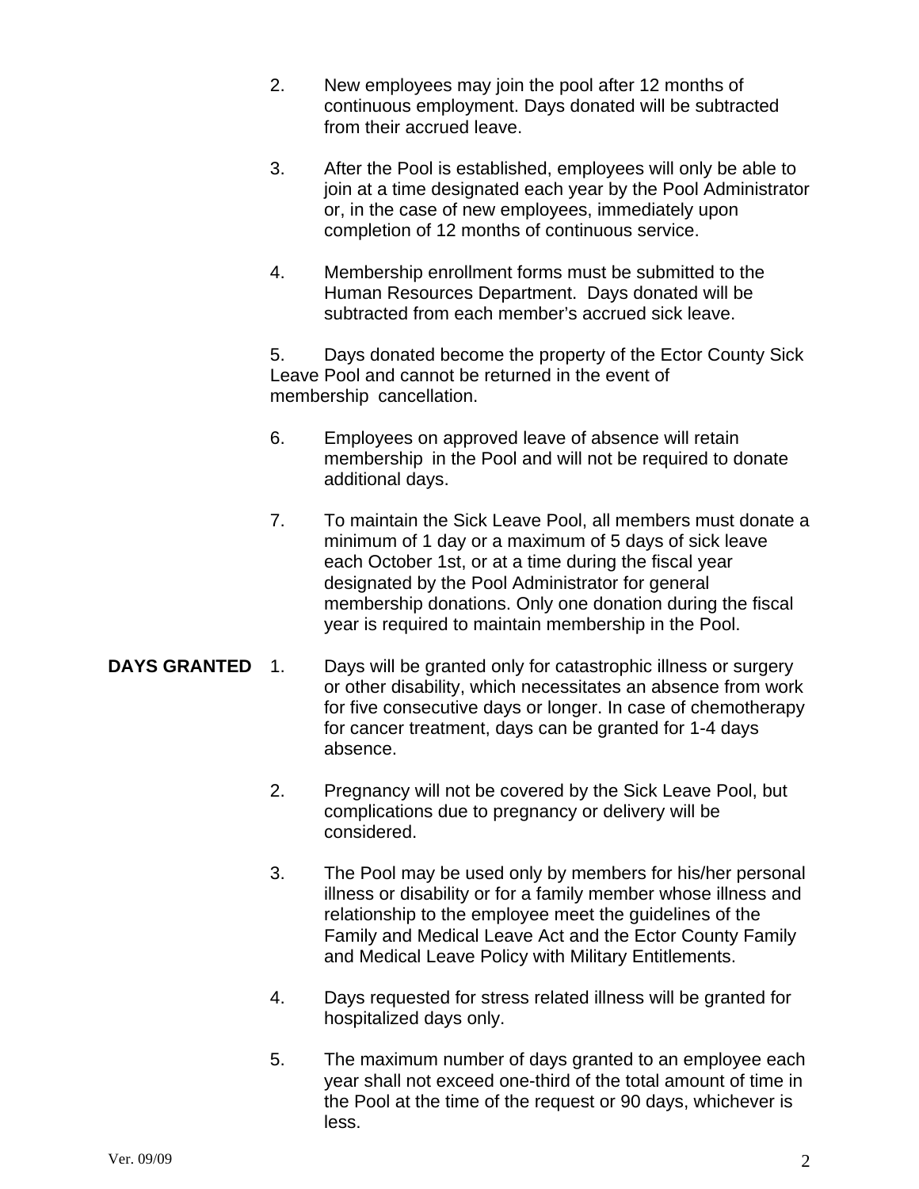2. New employees may join the pool after 12 months of continuous employment. Days donated will be subtracted from their accrued leave.

3. After the Pool is established, employees will only be able to join at a time designated each year by the Pool Administrator or, in the case of new employees, immediately upon completion of 12 months of continuous service.

4. Membership enrollment forms must be submitted to the Human Resources Department. Days donated will be subtracted from each member's accrued sick leave.

5. Days donated become the property of the Ector County Sick Leave Pool and cannot be returned in the event of membership cancellation.

6. Employees on approved leave of absence will retain membership in the Pool and will not be required to donate additional days.

7. To maintain the Sick Leave Pool, all members must donate a minimum of 1 day or a maximum of 5 days of sick leave each October 1st, or at a time during the fiscal year designated by the Pool Administrator for general membership donations. Only one donation during the fiscal year is required to maintain membership in the Pool.

**DAYS GRANTED**

1. Days will be granted only for catastrophic illness or surgery or other disability, which necessitates an absence from work for five consecutive days or longer. In case of chemotherapy for cancer treatment, days can be granted for 1-4 days absence.

2. Pregnancy will not be covered by the Sick Leave Pool, but complications due to pregnancy or delivery will be considered.

3. The Pool may be used only by members for his/her personal illness or disability or for a family member whose illness and relationship to the employee meet the guidelines of the Family and Medical Leave Act and the Ector County Family and Medical Leave Policy with Military Entitlements.

4. Days requested for stress related illness will be granted for hospitalized days only.

5. The maximum number of days granted to an employee each year shall not exceed one-third of the total amount of time in the Pool at the time of the request or 90 days, whichever is less.

Ver. 09/09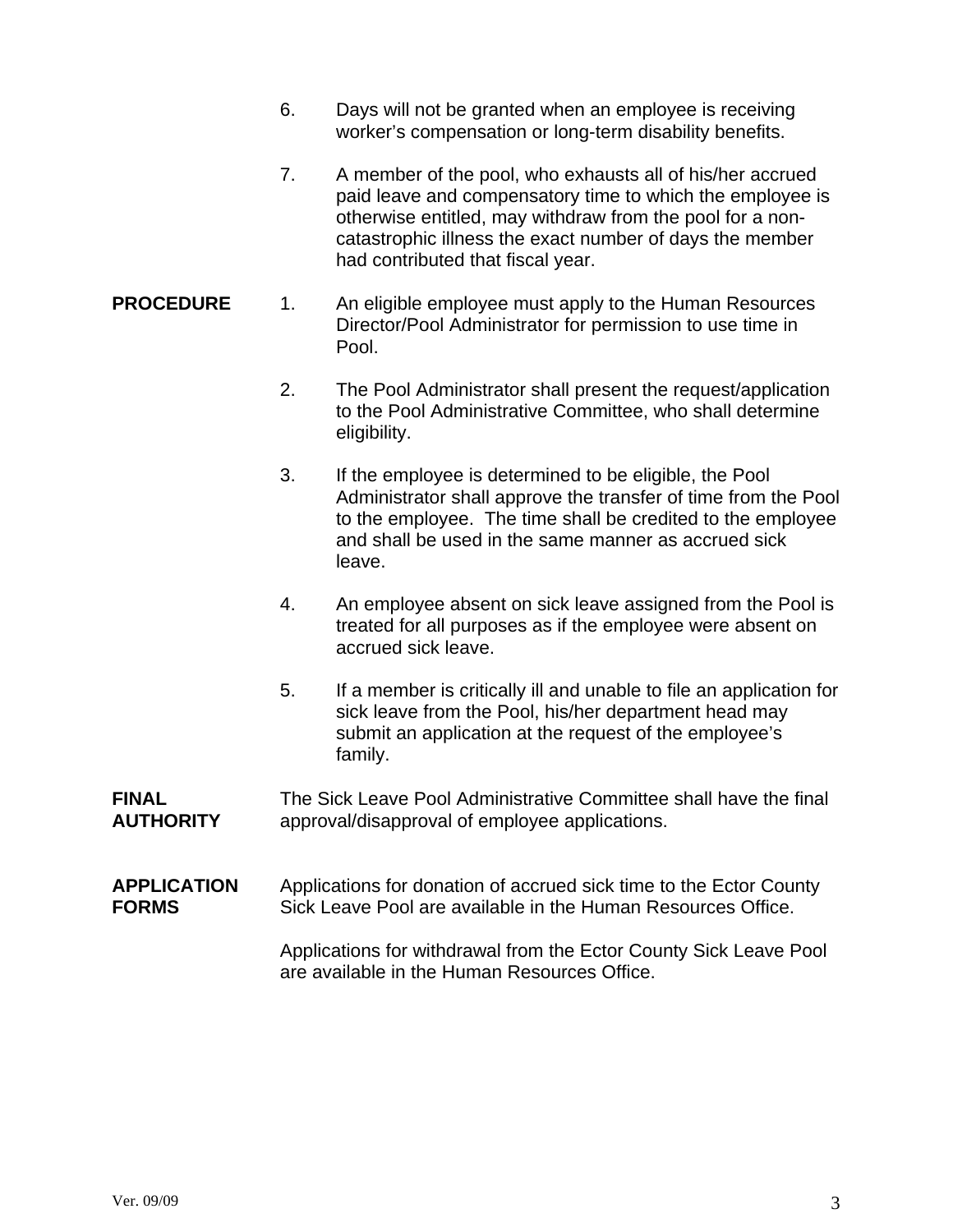6. Days will not be granted when an employee is receiving worker's compensation or long-term disability benefits.

7. A member of the pool, who exhausts all of his/her accrued paid leave and compensatory time to which the employee is otherwise entitled, may withdraw from the pool for a non-catastrophic illness the exact number of days the member had contributed that fiscal year.

**PROCEDURE**

1. An eligible employee must apply to the Human Resources Director/Pool Administrator for permission to use time in Pool.

2. The Pool Administrator shall present the request/application to the Pool Administrative Committee, who shall determine eligibility.

3. If the employee is determined to be eligible, the Pool Administrator shall approve the transfer of time from the Pool to the employee. The time shall be credited to the employee and shall be used in the same manner as accrued sick leave.

4. An employee absent on sick leave assigned from the Pool is treated for all purposes as if the employee were absent on accrued sick leave.

5. If a member is critically ill and unable to file an application for sick leave from the Pool, his/her department head may submit an application at the request of the employee's family.

**FINAL AUTHORITY**

The Sick Leave Pool Administrative Committee shall have the final approval/disapproval of employee applications.

**APPLICATION FORMS**

Applications for donation of accrued sick time to the Ector County Sick Leave Pool are available in the Human Resources Office.

Applications for withdrawal from the Ector County Sick Leave Pool are available in the Human Resources Office.